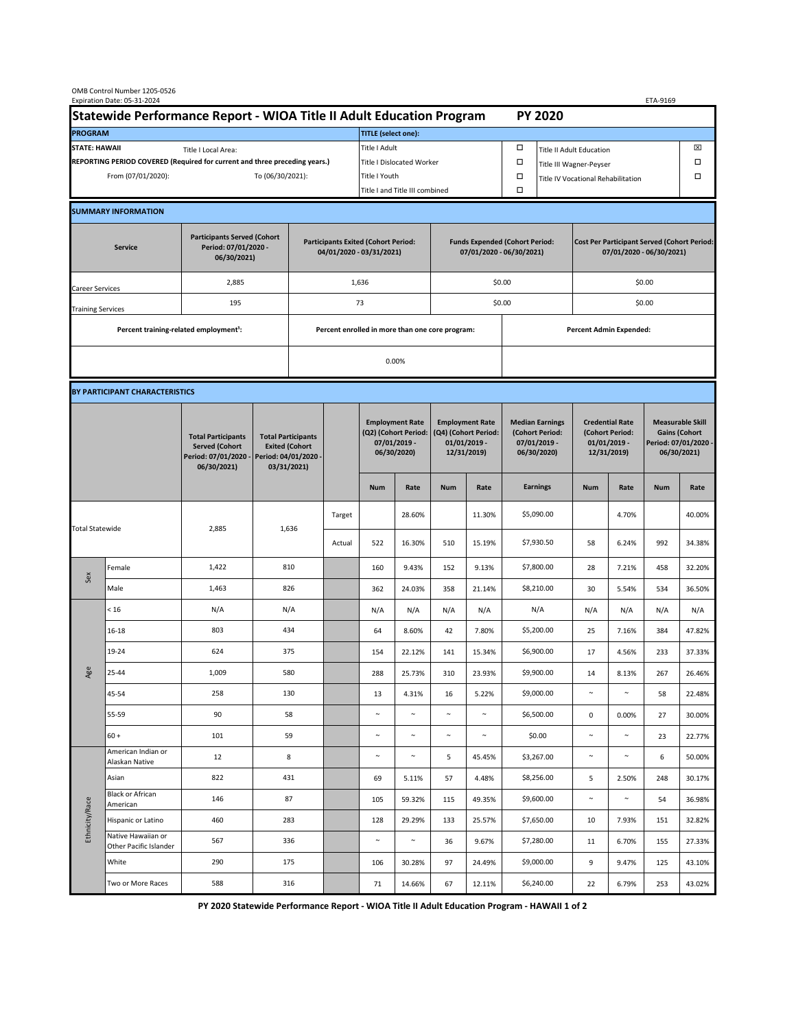OMB Control Number 1205-0526
Expiration Date: 05-31-2024

ETA-9169

# Statewide Performance Report - WIOA Title II Adult Education Program — PY 2020

| PROGRAM | | TITLE (select one): | | | |
|---|---|---|---|---|---|
| STATE: HAWAII | Title I Local Area: | Title I Adult | ☐ | Title II Adult Education | ☒ |
| REPORTING PERIOD COVERED (Required for current and three preceding years.) | | Title I Dislocated Worker | ☐ | Title III Wagner-Peyser | ☐ |
| From (07/01/2020): | To (06/30/2021): | Title I Youth | ☐ | Title IV Vocational Rehabilitation | ☐ |
| | | Title I and Title III combined | ☐ | | |

## SUMMARY INFORMATION

| Service | Participants Served (Cohort Period: 07/01/2020 - 06/30/2021) | Participants Exited (Cohort Period: 04/01/2020 - 03/31/2021) | Funds Expended (Cohort Period: 07/01/2020 - 06/30/2021) | Cost Per Participant Served (Cohort Period: 07/01/2020 - 06/30/2021) |
|---|---|---|---|---|
| Career Services | 2,885 | 1,636 | $0.00 | $0.00 |
| Training Services | 195 | 73 | $0.00 | $0.00 |
| Percent training-related employment[1]: | | Percent enrolled in more than one core program: | Percent Admin Expended: | |
| | | 0.00% | | |

## BY PARTICIPANT CHARACTERISTICS

| | | Total Participants Served (Cohort Period: 07/01/2020 - 06/30/2021) | Total Participants Exited (Cohort Period: 04/01/2020 - 03/31/2021) | | Employment Rate (Q2) (Cohort Period: 07/01/2019 - 06/30/2020) Num | Employment Rate (Q2) Rate | Employment Rate (Q4) (Cohort Period: 01/01/2019 - 12/31/2019) Num | Employment Rate (Q4) Rate | Median Earnings (Cohort Period: 07/01/2019 - 06/30/2020) Earnings | Credential Rate (Cohort Period: 01/01/2019 - 12/31/2019) Num | Credential Rate Rate | Measurable Skill Gains (Cohort Period: 07/01/2020 - 06/30/2021) Num | Measurable Skill Gains Rate |
|---|---|---|---|---|---|---|---|---|---|---|---|---|---|
| Total Statewide | | 2,885 | 1,636 | Target | | 28.60% | | 11.30% | $5,090.00 | | 4.70% | | 40.00% |
| | | | | Actual | 522 | 16.30% | 510 | 15.19% | $7,930.50 | 58 | 6.24% | 992 | 34.38% |
| Sex | Female | 1,422 | 810 | | 160 | 9.43% | 152 | 9.13% | $7,800.00 | 28 | 7.21% | 458 | 32.20% |
| | Male | 1,463 | 826 | | 362 | 24.03% | 358 | 21.14% | $8,210.00 | 30 | 5.54% | 534 | 36.50% |
| Age | < 16 | N/A | N/A | | N/A | N/A | N/A | N/A | N/A | N/A | N/A | N/A | N/A |
| | 16-18 | 803 | 434 | | 64 | 8.60% | 42 | 7.80% | $5,200.00 | 25 | 7.16% | 384 | 47.82% |
| | 19-24 | 624 | 375 | | 154 | 22.12% | 141 | 15.34% | $6,900.00 | 17 | 4.56% | 233 | 37.33% |
| | 25-44 | 1,009 | 580 | | 288 | 25.73% | 310 | 23.93% | $9,900.00 | 14 | 8.13% | 267 | 26.46% |
| | 45-54 | 258 | 130 | | 13 | 4.31% | 16 | 5.22% | $9,000.00 | ~ | ~ | 58 | 22.48% |
| | 55-59 | 90 | 58 | | ~ | ~ | ~ | ~ | $6,500.00 | 0 | 0.00% | 27 | 30.00% |
| | 60 + | 101 | 59 | | ~ | ~ | ~ | ~ | $0.00 | ~ | ~ | 23 | 22.77% |
| Ethnicity/Race | American Indian or Alaskan Native | 12 | 8 | | ~ | ~ | 5 | 45.45% | $3,267.00 | ~ | ~ | 6 | 50.00% |
| | Asian | 822 | 431 | | 69 | 5.11% | 57 | 4.48% | $8,256.00 | 5 | 2.50% | 248 | 30.17% |
| | Black or African American | 146 | 87 | | 105 | 59.32% | 115 | 49.35% | $9,600.00 | ~ | ~ | 54 | 36.98% |
| | Hispanic or Latino | 460 | 283 | | 128 | 29.29% | 133 | 25.57% | $7,650.00 | 10 | 7.93% | 151 | 32.82% |
| | Native Hawaiian or Other Pacific Islander | 567 | 336 | | ~ | ~ | 36 | 9.67% | $7,280.00 | 11 | 6.70% | 155 | 27.33% |
| | White | 290 | 175 | | 106 | 30.28% | 97 | 24.49% | $9,000.00 | 9 | 9.47% | 125 | 43.10% |
| | Two or More Races | 588 | 316 | | 71 | 14.66% | 67 | 12.11% | $6,240.00 | 22 | 6.79% | 253 | 43.02% |

PY 2020 Statewide Performance Report - WIOA Title II Adult Education Program - HAWAII 1 of 2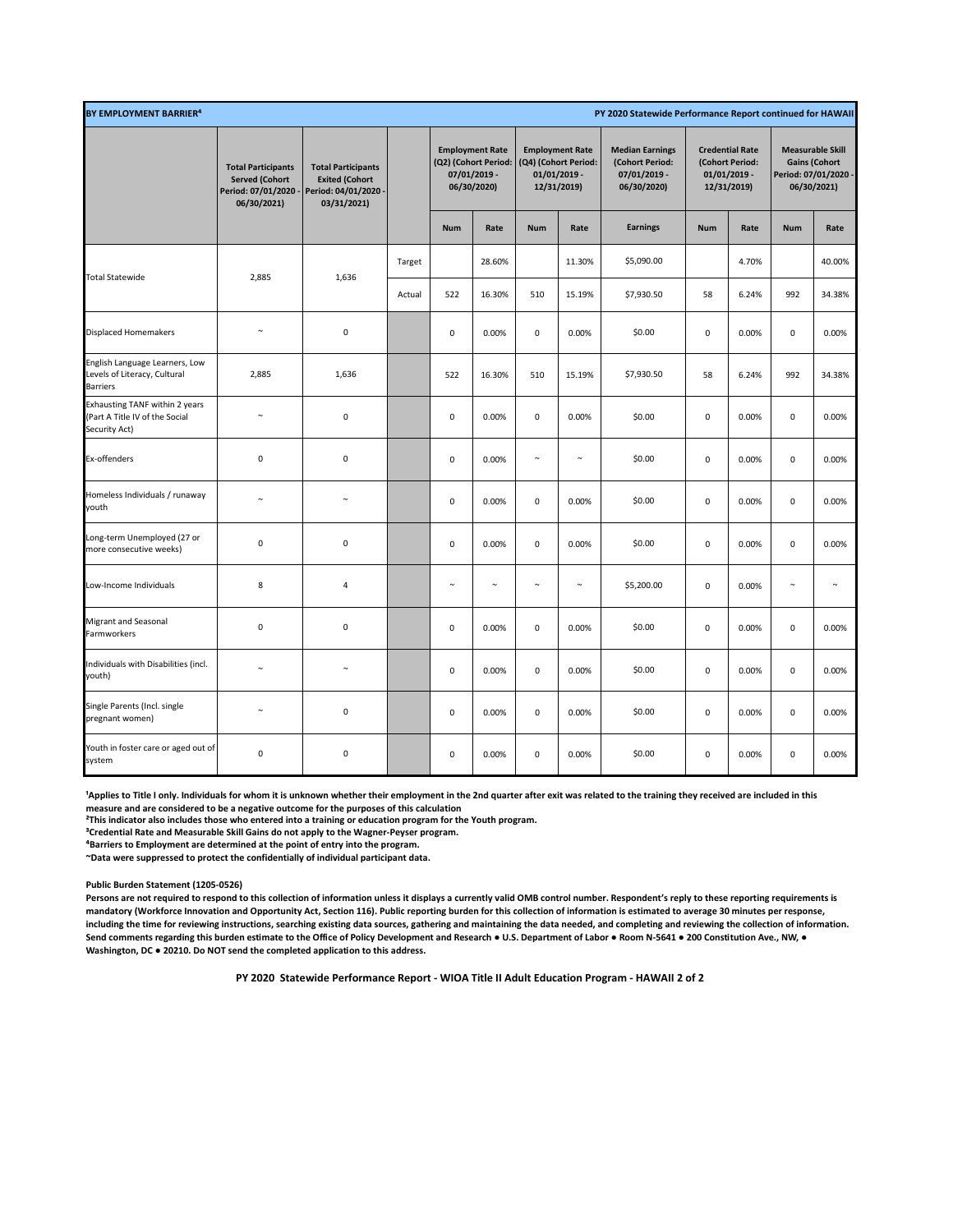| BY EMPLOYMENT BARRIER[4] | | | | PY 2020 Statewide Performance Report continued for HAWAII | | | | | | | | | |
|---|---|---|---|---|---|---|---|---|---|---|---|---|---|
| | Total Participants Served (Cohort Period: 07/01/2020 - 06/30/2021) | Total Participants Exited (Cohort Period: 04/01/2020 - 03/31/2021) | | Employment Rate (Q2) (Cohort Period: 07/01/2019 - 06/30/2020) | | Employment Rate (Q4) (Cohort Period: 01/01/2019 - 12/31/2019) | | Median Earnings (Cohort Period: 07/01/2019 - 06/30/2020) | Credential Rate (Cohort Period: 01/01/2019 - 12/31/2019) | | Measurable Skill Gains (Cohort Period: 07/01/2020 - 06/30/2021) | | |
| | | | | Num | Rate | Num | Rate | Earnings | Num | Rate | Num | Rate | |
| Total Statewide | 2,885 | 1,636 | Target | | 28.60% | | 11.30% | $5,090.00 | | 4.70% | | 40.00% | |
| | | | Actual | 522 | 16.30% | 510 | 15.19% | $7,930.50 | 58 | 6.24% | 992 | 34.38% | |
| Displaced Homemakers | ~ | 0 | | 0 | 0.00% | 0 | 0.00% | $0.00 | 0 | 0.00% | 0 | 0.00% | |
| English Language Learners, Low Levels of Literacy, Cultural Barriers | 2,885 | 1,636 | | 522 | 16.30% | 510 | 15.19% | $7,930.50 | 58 | 6.24% | 992 | 34.38% | |
| Exhausting TANF within 2 years (Part A Title IV of the Social Security Act) | ~ | 0 | | 0 | 0.00% | 0 | 0.00% | $0.00 | 0 | 0.00% | 0 | 0.00% | |
| Ex-offenders | 0 | 0 | | 0 | 0.00% | ~ | ~ | $0.00 | 0 | 0.00% | 0 | 0.00% | |
| Homeless Individuals / runaway youth | ~ | ~ | | 0 | 0.00% | 0 | 0.00% | $0.00 | 0 | 0.00% | 0 | 0.00% | |
| Long-term Unemployed (27 or more consecutive weeks) | 0 | 0 | | 0 | 0.00% | 0 | 0.00% | $0.00 | 0 | 0.00% | 0 | 0.00% | |
| Low-Income Individuals | 8 | 4 | | ~ | ~ | ~ | ~ | $5,200.00 | 0 | 0.00% | ~ | ~ | |
| Migrant and Seasonal Farmworkers | 0 | 0 | | 0 | 0.00% | 0 | 0.00% | $0.00 | 0 | 0.00% | 0 | 0.00% | |
| Individuals with Disabilities (incl. youth) | ~ | ~ | | 0 | 0.00% | 0 | 0.00% | $0.00 | 0 | 0.00% | 0 | 0.00% | |
| Single Parents (Incl. single pregnant women) | ~ | 0 | | 0 | 0.00% | 0 | 0.00% | $0.00 | 0 | 0.00% | 0 | 0.00% | |
| Youth in foster care or aged out of system | 0 | 0 | | 0 | 0.00% | 0 | 0.00% | $0.00 | 0 | 0.00% | 0 | 0.00% | |

**[1]Applies to Title I only. Individuals for whom it is unknown whether their employment in the 2nd quarter after exit was related to the training they received are included in this measure and are considered to be a negative outcome for the purposes of this calculation**

**[2]This indicator also includes those who entered into a training or education program for the Youth program.**

**[3]Credential Rate and Measurable Skill Gains do not apply to the Wagner-Peyser program.**

**[4]Barriers to Employment are determined at the point of entry into the program.**

**~Data were suppressed to protect the confidentially of individual participant data.**

**Public Burden Statement (1205-0526)**

**Persons are not required to respond to this collection of information unless it displays a currently valid OMB control number. Respondent's reply to these reporting requirements is mandatory (Workforce Innovation and Opportunity Act, Section 116). Public reporting burden for this collection of information is estimated to average 30 minutes per response, including the time for reviewing instructions, searching existing data sources, gathering and maintaining the data needed, and completing and reviewing the collection of information. Send comments regarding this burden estimate to the Office of Policy Development and Research ● U.S. Department of Labor ● Room N-5641 ● 200 Constitution Ave., NW, ● Washington, DC ● 20210. Do NOT send the completed application to this address.**

**PY 2020 Statewide Performance Report - WIOA Title II Adult Education Program - HAWAII 2 of 2**